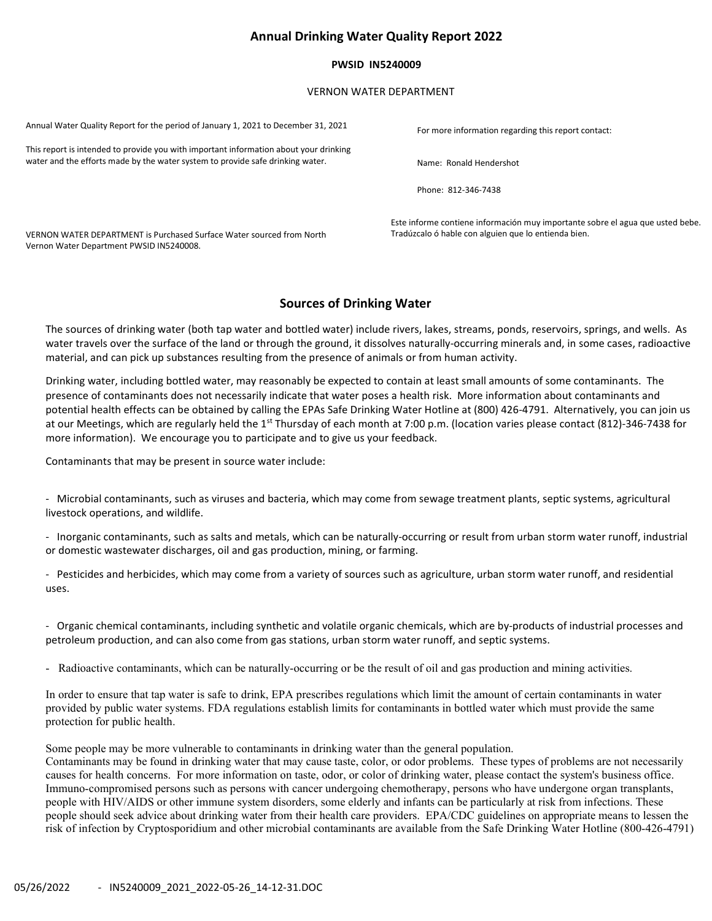# Annual Drinking Water Quality Report 2022

**PWSID IN5240009**

VERNON WATER DEPARTMENT

Annual Water Quality Report for the period of January 1, 2021 to December 31, 2021

This report is intended to provide you with important information about your drinking water and the efforts made by the water system to provide safe drinking water.

For more information regarding this report contact:

Name: Ronald Hendershot

Phone: 812-346-7438

VERNON WATER DEPARTMENT is Purchased Surface Water sourced from North Vernon Water Department PWSID IN5240008.

Este informe contiene información muy importante sobre el agua que usted bebe. Tradúzcalo ó hable con alguien que lo entienda bien.

## Sources of Drinking Water

The sources of drinking water (both tap water and bottled water) include rivers, lakes, streams, ponds, reservoirs, springs, and wells. As water travels over the surface of the land or through the ground, it dissolves naturally-occurring minerals and, in some cases, radioactive material, and can pick up substances resulting from the presence of animals or from human activity.

Drinking water, including bottled water, may reasonably be expected to contain at least small amounts of some contaminants. The presence of contaminants does not necessarily indicate that water poses a health risk. More information about contaminants and potential health effects can be obtained by calling the EPAs Safe Drinking Water Hotline at (800) 426-4791. Alternatively, you can join us at our Meetings, which are regularly held the 1st Thursday of each month at 7:00 p.m. (location varies please contact (812)-346-7438 for more information). We encourage you to participate and to give us your feedback.

Contaminants that may be present in source water include:

- Microbial contaminants, such as viruses and bacteria, which may come from sewage treatment plants, septic systems, agricultural livestock operations, and wildlife.

- Inorganic contaminants, such as salts and metals, which can be naturally-occurring or result from urban storm water runoff, industrial or domestic wastewater discharges, oil and gas production, mining, or farming.

- Pesticides and herbicides, which may come from a variety of sources such as agriculture, urban storm water runoff, and residential uses.

- Organic chemical contaminants, including synthetic and volatile organic chemicals, which are by-products of industrial processes and petroleum production, and can also come from gas stations, urban storm water runoff, and septic systems.

- Radioactive contaminants, which can be naturally-occurring or be the result of oil and gas production and mining activities.

In order to ensure that tap water is safe to drink, EPA prescribes regulations which limit the amount of certain contaminants in water provided by public water systems. FDA regulations establish limits for contaminants in bottled water which must provide the same protection for public health.

Some people may be more vulnerable to contaminants in drinking water than the general population.
Contaminants may be found in drinking water that may cause taste, color, or odor problems. These types of problems are not necessarily causes for health concerns. For more information on taste, odor, or color of drinking water, please contact the system's business office.
Immuno-compromised persons such as persons with cancer undergoing chemotherapy, persons who have undergone organ transplants, people with HIV/AIDS or other immune system disorders, some elderly and infants can be particularly at risk from infections. These people should seek advice about drinking water from their health care providers. EPA/CDC guidelines on appropriate means to lessen the risk of infection by Cryptosporidium and other microbial contaminants are available from the Safe Drinking Water Hotline (800-426-4791)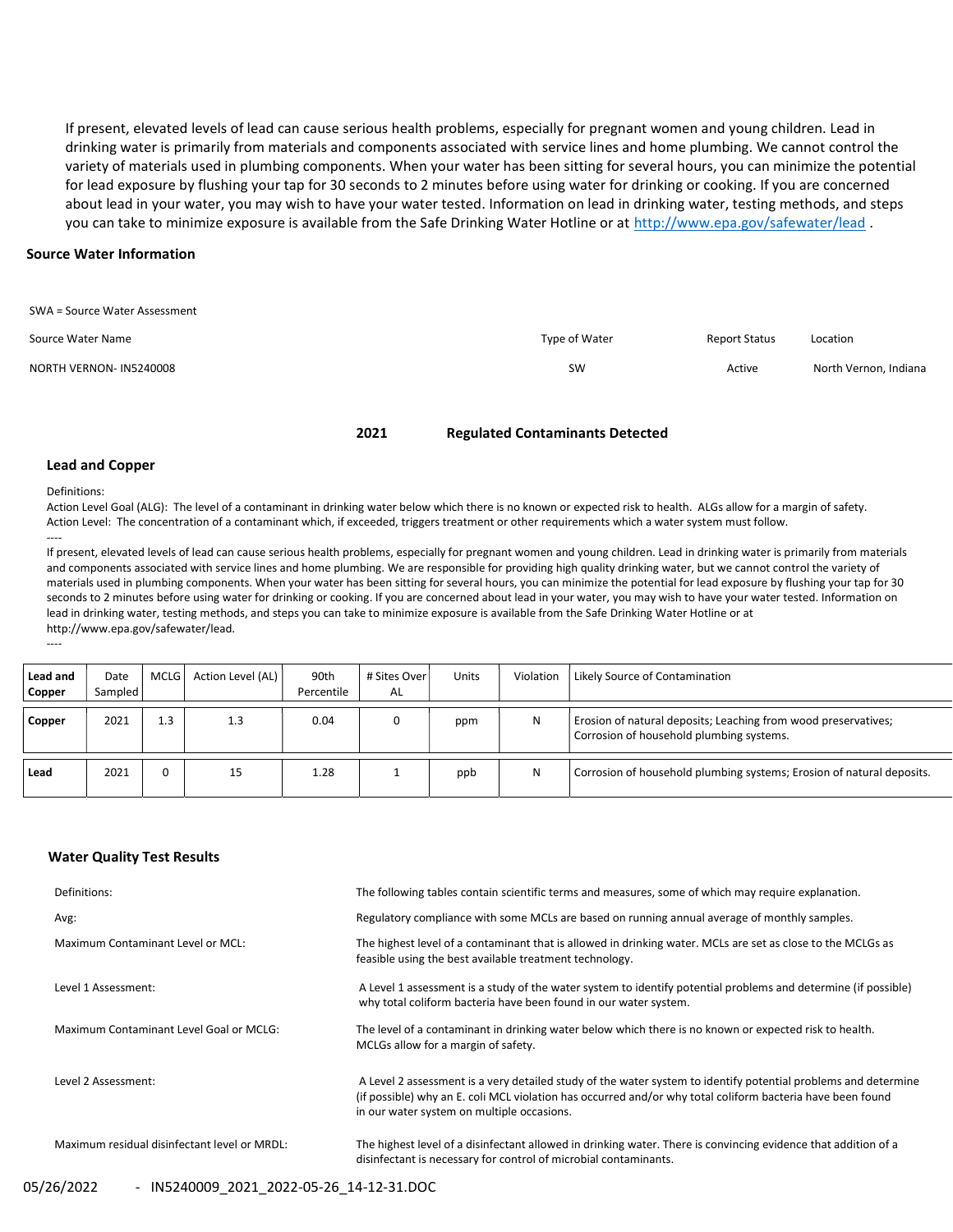If present, elevated levels of lead can cause serious health problems, especially for pregnant women and young children. Lead in drinking water is primarily from materials and components associated with service lines and home plumbing. We cannot control the variety of materials used in plumbing components. When your water has been sitting for several hours, you can minimize the potential for lead exposure by flushing your tap for 30 seconds to 2 minutes before using water for drinking or cooking. If you are concerned about lead in your water, you may wish to have your water tested. Information on lead in drinking water, testing methods, and steps you can take to minimize exposure is available from the Safe Drinking Water Hotline or at http://www.epa.gov/safewater/lead .

## Source Water Information

SWA = Source Water Assessment

| Source Water Name | Type of Water | Report Status | Location |
|---|---|---|---|
| NORTH VERNON- IN5240008 | SW | Active | North Vernon, Indiana |

## 2021 Regulated Contaminants Detected

### Lead and Copper

Definitions:

Action Level Goal (ALG): The level of a contaminant in drinking water below which there is no known or expected risk to health. ALGs allow for a margin of safety.

Action Level: The concentration of a contaminant which, if exceeded, triggers treatment or other requirements which a water system must follow.

----

If present, elevated levels of lead can cause serious health problems, especially for pregnant women and young children. Lead in drinking water is primarily from materials and components associated with service lines and home plumbing. We are responsible for providing high quality drinking water, but we cannot control the variety of materials used in plumbing components. When your water has been sitting for several hours, you can minimize the potential for lead exposure by flushing your tap for 30 seconds to 2 minutes before using water for drinking or cooking. If you are concerned about lead in your water, you may wish to have your water tested. Information on lead in drinking water, testing methods, and steps you can take to minimize exposure is available from the Safe Drinking Water Hotline or at http://www.epa.gov/safewater/lead.

----

| Lead and Copper | Date Sampled | MCLG | Action Level (AL) | 90th Percentile | # Sites Over AL | Units | Violation | Likely Source of Contamination |
|---|---|---|---|---|---|---|---|---|
| **Copper** | 2021 | 1.3 | 1.3 | 0.04 | 0 | ppm | N | Erosion of natural deposits; Leaching from wood preservatives; Corrosion of household plumbing systems. |
| **Lead** | 2021 | 0 | 15 | 1.28 | 1 | ppb | N | Corrosion of household plumbing systems; Erosion of natural deposits. |

### Water Quality Test Results

| | |
|---|---|
| Definitions: | The following tables contain scientific terms and measures, some of which may require explanation. |
| Avg: | Regulatory compliance with some MCLs are based on running annual average of monthly samples. |
| Maximum Contaminant Level or MCL: | The highest level of a contaminant that is allowed in drinking water. MCLs are set as close to the MCLGs as feasible using the best available treatment technology. |
| Level 1 Assessment: | A Level 1 assessment is a study of the water system to identify potential problems and determine (if possible) why total coliform bacteria have been found in our water system. |
| Maximum Contaminant Level Goal or MCLG: | The level of a contaminant in drinking water below which there is no known or expected risk to health. MCLGs allow for a margin of safety. |
| Level 2 Assessment: | A Level 2 assessment is a very detailed study of the water system to identify potential problems and determine (if possible) why an E. coli MCL violation has occurred and/or why total coliform bacteria have been found in our water system on multiple occasions. |
| Maximum residual disinfectant level or MRDL: | The highest level of a disinfectant allowed in drinking water. There is convincing evidence that addition of a disinfectant is necessary for control of microbial contaminants. |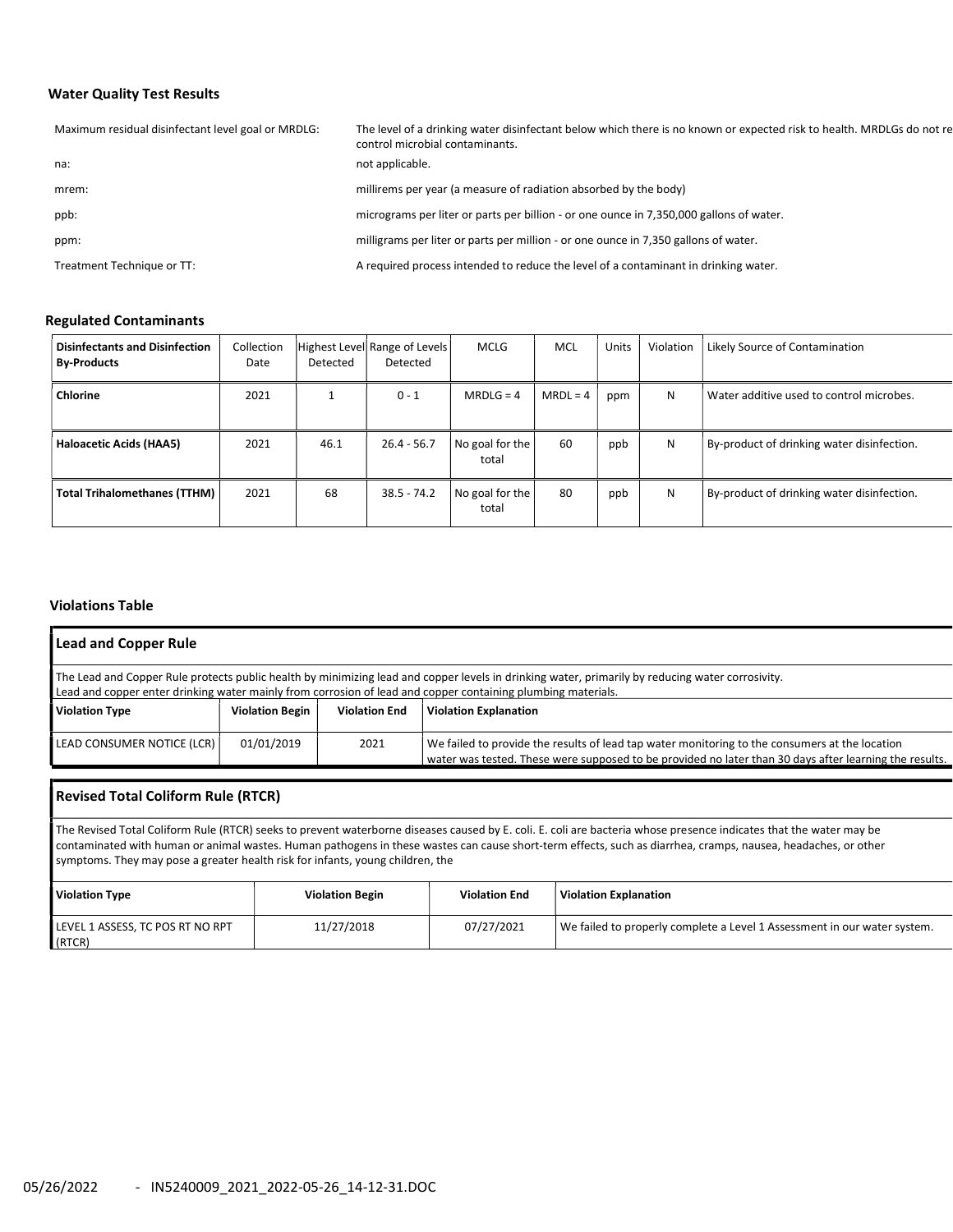## Water Quality Test Results

| | |
|---|---|
| Maximum residual disinfectant level goal or MRDLG: | The level of a drinking water disinfectant below which there is no known or expected risk to health. MRDLGs do not re control microbial contaminants. |
| na: | not applicable. |
| mrem: | millirems per year (a measure of radiation absorbed by the body) |
| ppb: | micrograms per liter or parts per billion - or one ounce in 7,350,000 gallons of water. |
| ppm: | milligrams per liter or parts per million - or one ounce in 7,350 gallons of water. |
| Treatment Technique or TT: | A required process intended to reduce the level of a contaminant in drinking water. |

## Regulated Contaminants

| Disinfectants and Disinfection By-Products | Collection Date | Highest Level Detected | Range of Levels Detected | MCLG | MCL | Units | Violation | Likely Source of Contamination |
|---|---|---|---|---|---|---|---|---|
| **Chlorine** | 2021 | 1 | 0 - 1 | MRDLG = 4 | MRDL = 4 | ppm | N | Water additive used to control microbes. |
| **Haloacetic Acids (HAA5)** | 2021 | 46.1 | 26.4 - 56.7 | No goal for the total | 60 | ppb | N | By-product of drinking water disinfection. |
| **Total Trihalomethanes (TTHM)** | 2021 | 68 | 38.5 - 74.2 | No goal for the total | 80 | ppb | N | By-product of drinking water disinfection. |

## Violations Table

### Lead and Copper Rule

The Lead and Copper Rule protects public health by minimizing lead and copper levels in drinking water, primarily by reducing water corrosivity. Lead and copper enter drinking water mainly from corrosion of lead and copper containing plumbing materials.

| Violation Type | Violation Begin | Violation End | Violation Explanation |
|---|---|---|---|
| LEAD CONSUMER NOTICE (LCR) | 01/01/2019 | 2021 | We failed to provide the results of lead tap water monitoring to the consumers at the location water was tested. These were supposed to be provided no later than 30 days after learning the results. |

### Revised Total Coliform Rule (RTCR)

The Revised Total Coliform Rule (RTCR) seeks to prevent waterborne diseases caused by E. coli. E. coli are bacteria whose presence indicates that the water may be contaminated with human or animal wastes. Human pathogens in these wastes can cause short-term effects, such as diarrhea, cramps, nausea, headaches, or other symptoms. They may pose a greater health risk for infants, young children, the

| Violation Type | Violation Begin | Violation End | Violation Explanation |
|---|---|---|---|
| LEVEL 1 ASSESS, TC POS RT NO RPT (RTCR) | 11/27/2018 | 07/27/2021 | We failed to properly complete a Level 1 Assessment in our water system. |